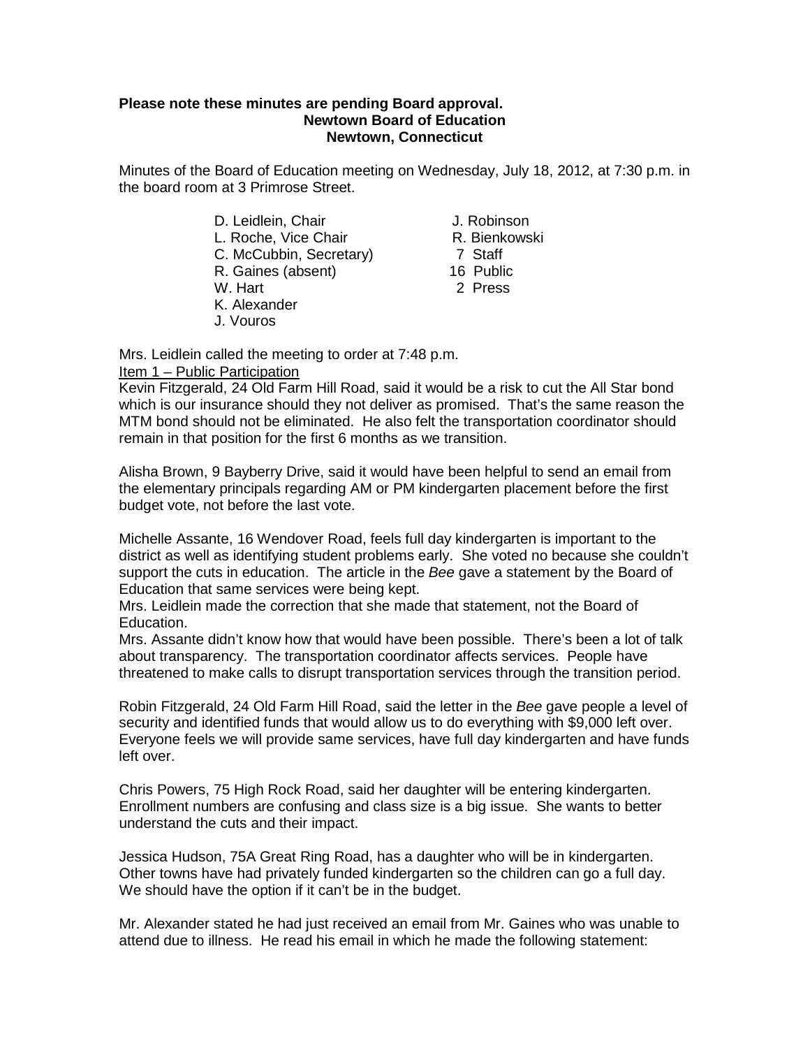**Please note these minutes are pending Board approval.**
**Newtown Board of Education**
**Newtown, Connecticut**

Minutes of the Board of Education meeting on Wednesday, July 18, 2012, at 7:30 p.m. in the board room at 3 Primrose Street.

| | |
|---|---|
| D. Leidlein, Chair | J. Robinson |
| L. Roche, Vice Chair | R. Bienkowski |
| C. McCubbin, Secretary) | 7 Staff |
| R. Gaines (absent) | 16 Public |
| W. Hart | 2 Press |
| K. Alexander | |
| J. Vouros | |

Mrs. Leidlein called the meeting to order at 7:48 p.m.

Item 1 – Public Participation

Kevin Fitzgerald, 24 Old Farm Hill Road, said it would be a risk to cut the All Star bond which is our insurance should they not deliver as promised. That's the same reason the MTM bond should not be eliminated. He also felt the transportation coordinator should remain in that position for the first 6 months as we transition.

Alisha Brown, 9 Bayberry Drive, said it would have been helpful to send an email from the elementary principals regarding AM or PM kindergarten placement before the first budget vote, not before the last vote.

Michelle Assante, 16 Wendover Road, feels full day kindergarten is important to the district as well as identifying student problems early. She voted no because she couldn't support the cuts in education. The article in the *Bee* gave a statement by the Board of Education that same services were being kept.

Mrs. Leidlein made the correction that she made that statement, not the Board of Education.

Mrs. Assante didn't know how that would have been possible. There's been a lot of talk about transparency. The transportation coordinator affects services. People have threatened to make calls to disrupt transportation services through the transition period.

Robin Fitzgerald, 24 Old Farm Hill Road, said the letter in the *Bee* gave people a level of security and identified funds that would allow us to do everything with $9,000 left over. Everyone feels we will provide same services, have full day kindergarten and have funds left over.

Chris Powers, 75 High Rock Road, said her daughter will be entering kindergarten. Enrollment numbers are confusing and class size is a big issue. She wants to better understand the cuts and their impact.

Jessica Hudson, 75A Great Ring Road, has a daughter who will be in kindergarten. Other towns have had privately funded kindergarten so the children can go a full day. We should have the option if it can't be in the budget.

Mr. Alexander stated he had just received an email from Mr. Gaines who was unable to attend due to illness. He read his email in which he made the following statement: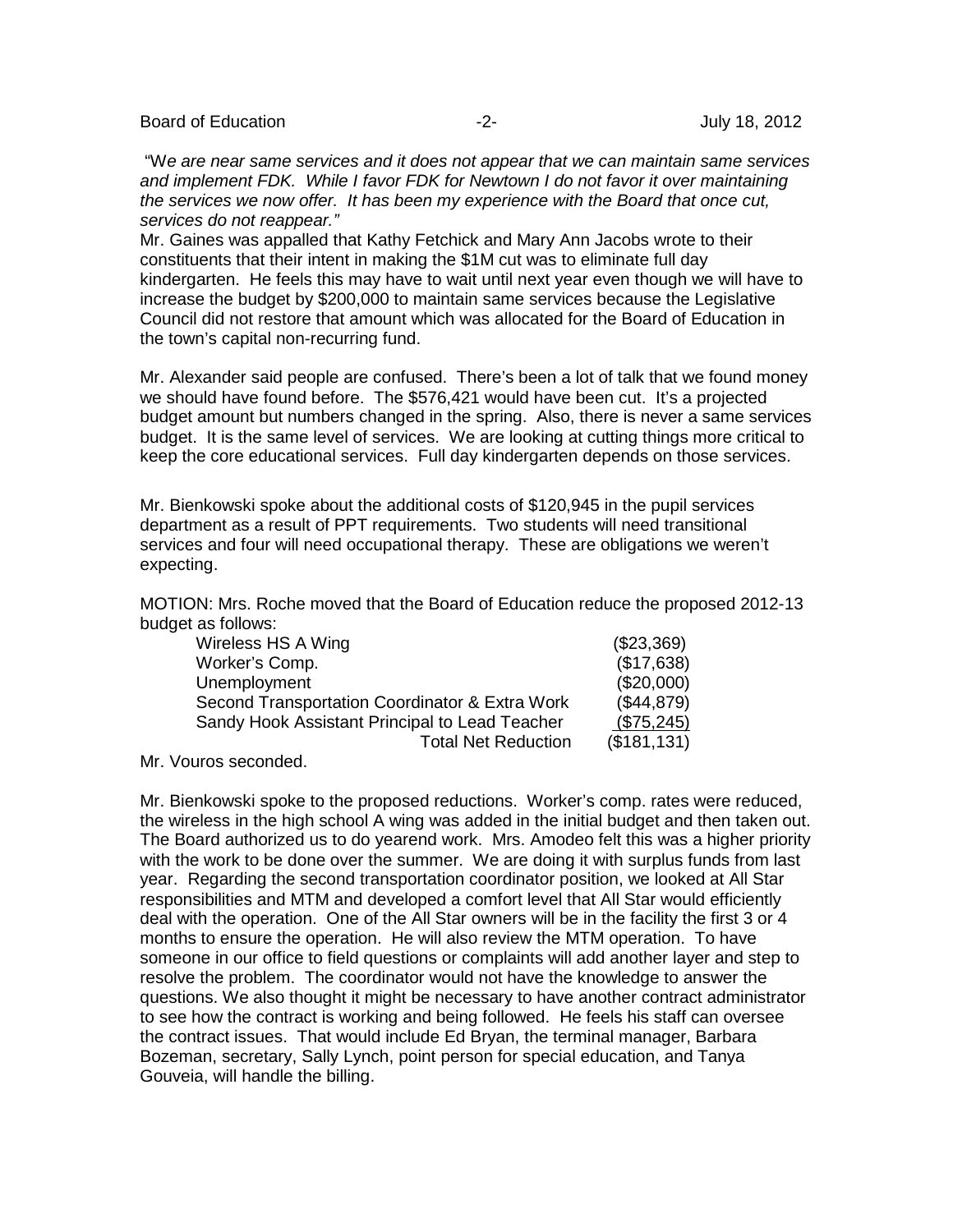*"We are near same services and it does not appear that we can maintain same services and implement FDK. While I favor FDK for Newtown I do not favor it over maintaining the services we now offer. It has been my experience with the Board that once cut, services do not reappear."*

Mr. Gaines was appalled that Kathy Fetchick and Mary Ann Jacobs wrote to their constituents that their intent in making the $1M cut was to eliminate full day kindergarten. He feels this may have to wait until next year even though we will have to increase the budget by $200,000 to maintain same services because the Legislative Council did not restore that amount which was allocated for the Board of Education in the town's capital non-recurring fund.

Mr. Alexander said people are confused. There's been a lot of talk that we found money we should have found before. The $576,421 would have been cut. It's a projected budget amount but numbers changed in the spring. Also, there is never a same services budget. It is the same level of services. We are looking at cutting things more critical to keep the core educational services. Full day kindergarten depends on those services.

Mr. Bienkowski spoke about the additional costs of $120,945 in the pupil services department as a result of PPT requirements. Two students will need transitional services and four will need occupational therapy. These are obligations we weren't expecting.

MOTION: Mrs. Roche moved that the Board of Education reduce the proposed 2012-13 budget as follows:

| | |
|---|---|
| Wireless HS A Wing | ($23,369) |
| Worker's Comp. | ($17,638) |
| Unemployment | ($20,000) |
| Second Transportation Coordinator & Extra Work | ($44,879) |
| Sandy Hook Assistant Principal to Lead Teacher | ($75,245) |
| Total Net Reduction | ($181,131) |

Mr. Vouros seconded.

Mr. Bienkowski spoke to the proposed reductions. Worker's comp. rates were reduced, the wireless in the high school A wing was added in the initial budget and then taken out. The Board authorized us to do yearend work. Mrs. Amodeo felt this was a higher priority with the work to be done over the summer. We are doing it with surplus funds from last year. Regarding the second transportation coordinator position, we looked at All Star responsibilities and MTM and developed a comfort level that All Star would efficiently deal with the operation. One of the All Star owners will be in the facility the first 3 or 4 months to ensure the operation. He will also review the MTM operation. To have someone in our office to field questions or complaints will add another layer and step to resolve the problem. The coordinator would not have the knowledge to answer the questions. We also thought it might be necessary to have another contract administrator to see how the contract is working and being followed. He feels his staff can oversee the contract issues. That would include Ed Bryan, the terminal manager, Barbara Bozeman, secretary, Sally Lynch, point person for special education, and Tanya Gouveia, will handle the billing.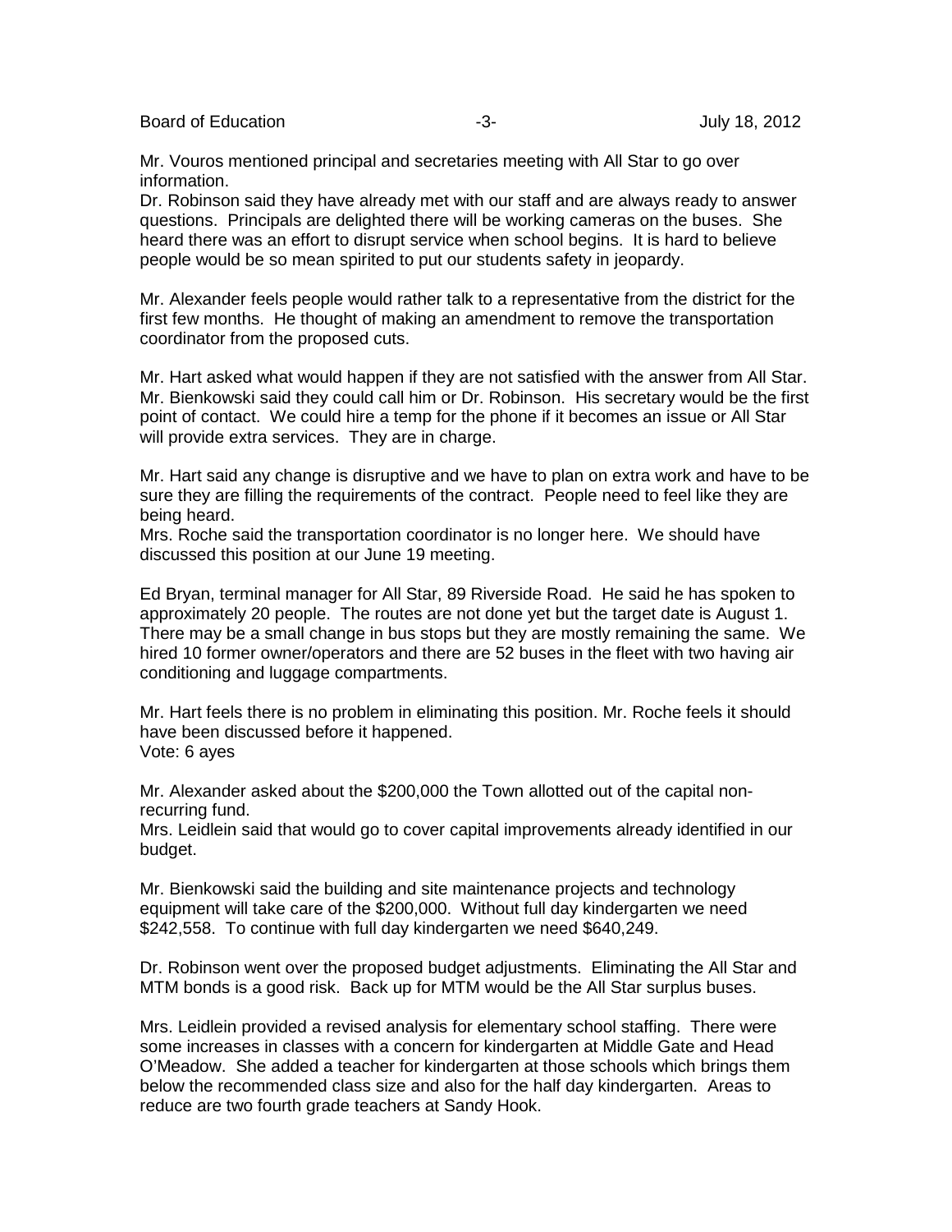Mr. Vouros mentioned principal and secretaries meeting with All Star to go over information.
Dr. Robinson said they have already met with our staff and are always ready to answer questions. Principals are delighted there will be working cameras on the buses. She heard there was an effort to disrupt service when school begins. It is hard to believe people would be so mean spirited to put our students safety in jeopardy.

Mr. Alexander feels people would rather talk to a representative from the district for the first few months. He thought of making an amendment to remove the transportation coordinator from the proposed cuts.

Mr. Hart asked what would happen if they are not satisfied with the answer from All Star.
Mr. Bienkowski said they could call him or Dr. Robinson. His secretary would be the first point of contact. We could hire a temp for the phone if it becomes an issue or All Star will provide extra services. They are in charge.

Mr. Hart said any change is disruptive and we have to plan on extra work and have to be sure they are filling the requirements of the contract. People need to feel like they are being heard.
Mrs. Roche said the transportation coordinator is no longer here. We should have discussed this position at our June 19 meeting.

Ed Bryan, terminal manager for All Star, 89 Riverside Road. He said he has spoken to approximately 20 people. The routes are not done yet but the target date is August 1. There may be a small change in bus stops but they are mostly remaining the same. We hired 10 former owner/operators and there are 52 buses in the fleet with two having air conditioning and luggage compartments.

Mr. Hart feels there is no problem in eliminating this position. Mr. Roche feels it should have been discussed before it happened.
Vote: 6 ayes

Mr. Alexander asked about the $200,000 the Town allotted out of the capital non-recurring fund.
Mrs. Leidlein said that would go to cover capital improvements already identified in our budget.

Mr. Bienkowski said the building and site maintenance projects and technology equipment will take care of the $200,000. Without full day kindergarten we need $242,558. To continue with full day kindergarten we need $640,249.

Dr. Robinson went over the proposed budget adjustments. Eliminating the All Star and MTM bonds is a good risk. Back up for MTM would be the All Star surplus buses.

Mrs. Leidlein provided a revised analysis for elementary school staffing. There were some increases in classes with a concern for kindergarten at Middle Gate and Head O'Meadow. She added a teacher for kindergarten at those schools which brings them below the recommended class size and also for the half day kindergarten. Areas to reduce are two fourth grade teachers at Sandy Hook.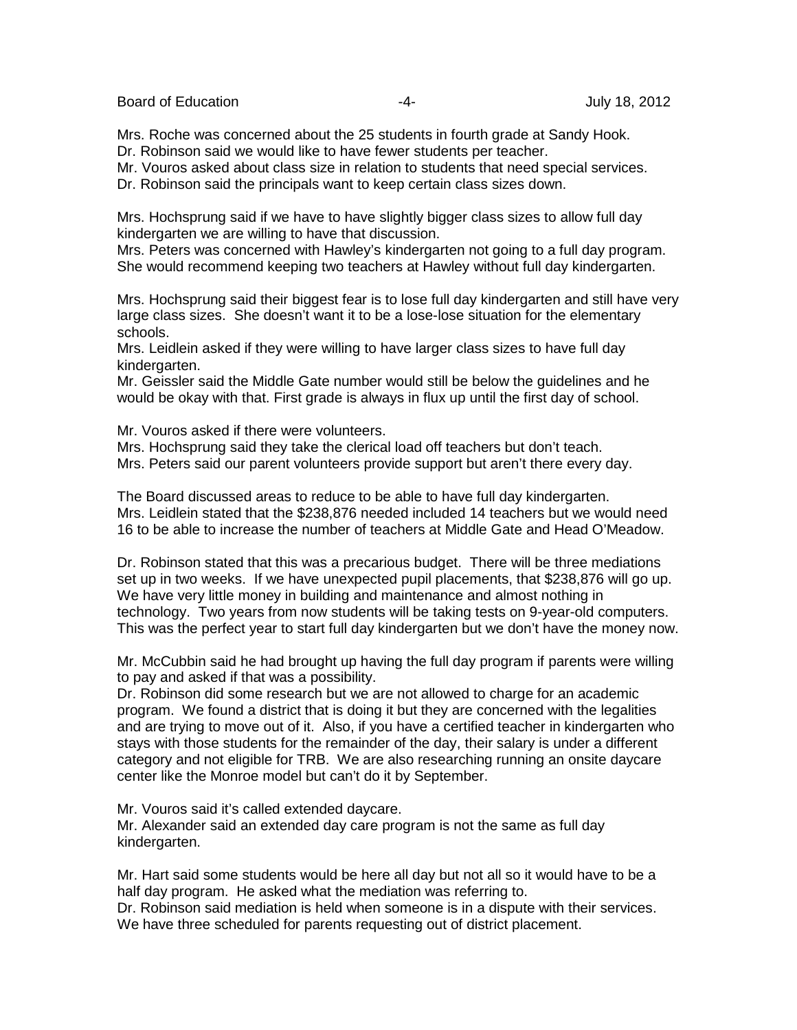Mrs. Roche was concerned about the 25 students in fourth grade at Sandy Hook.
Dr. Robinson said we would like to have fewer students per teacher.
Mr. Vouros asked about class size in relation to students that need special services.
Dr. Robinson said the principals want to keep certain class sizes down.

Mrs. Hochsprung said if we have to have slightly bigger class sizes to allow full day kindergarten we are willing to have that discussion.
Mrs. Peters was concerned with Hawley's kindergarten not going to a full day program. She would recommend keeping two teachers at Hawley without full day kindergarten.

Mrs. Hochsprung said their biggest fear is to lose full day kindergarten and still have very large class sizes. She doesn't want it to be a lose-lose situation for the elementary schools.
Mrs. Leidlein asked if they were willing to have larger class sizes to have full day kindergarten.
Mr. Geissler said the Middle Gate number would still be below the guidelines and he would be okay with that. First grade is always in flux up until the first day of school.

Mr. Vouros asked if there were volunteers.
Mrs. Hochsprung said they take the clerical load off teachers but don't teach.
Mrs. Peters said our parent volunteers provide support but aren't there every day.

The Board discussed areas to reduce to be able to have full day kindergarten.
Mrs. Leidlein stated that the $238,876 needed included 14 teachers but we would need 16 to be able to increase the number of teachers at Middle Gate and Head O'Meadow.

Dr. Robinson stated that this was a precarious budget. There will be three mediations set up in two weeks. If we have unexpected pupil placements, that $238,876 will go up. We have very little money in building and maintenance and almost nothing in technology. Two years from now students will be taking tests on 9-year-old computers. This was the perfect year to start full day kindergarten but we don't have the money now.

Mr. McCubbin said he had brought up having the full day program if parents were willing to pay and asked if that was a possibility.
Dr. Robinson did some research but we are not allowed to charge for an academic program. We found a district that is doing it but they are concerned with the legalities and are trying to move out of it. Also, if you have a certified teacher in kindergarten who stays with those students for the remainder of the day, their salary is under a different category and not eligible for TRB. We are also researching running an onsite daycare center like the Monroe model but can't do it by September.

Mr. Vouros said it's called extended daycare.
Mr. Alexander said an extended day care program is not the same as full day kindergarten.

Mr. Hart said some students would be here all day but not all so it would have to be a half day program. He asked what the mediation was referring to.
Dr. Robinson said mediation is held when someone is in a dispute with their services. We have three scheduled for parents requesting out of district placement.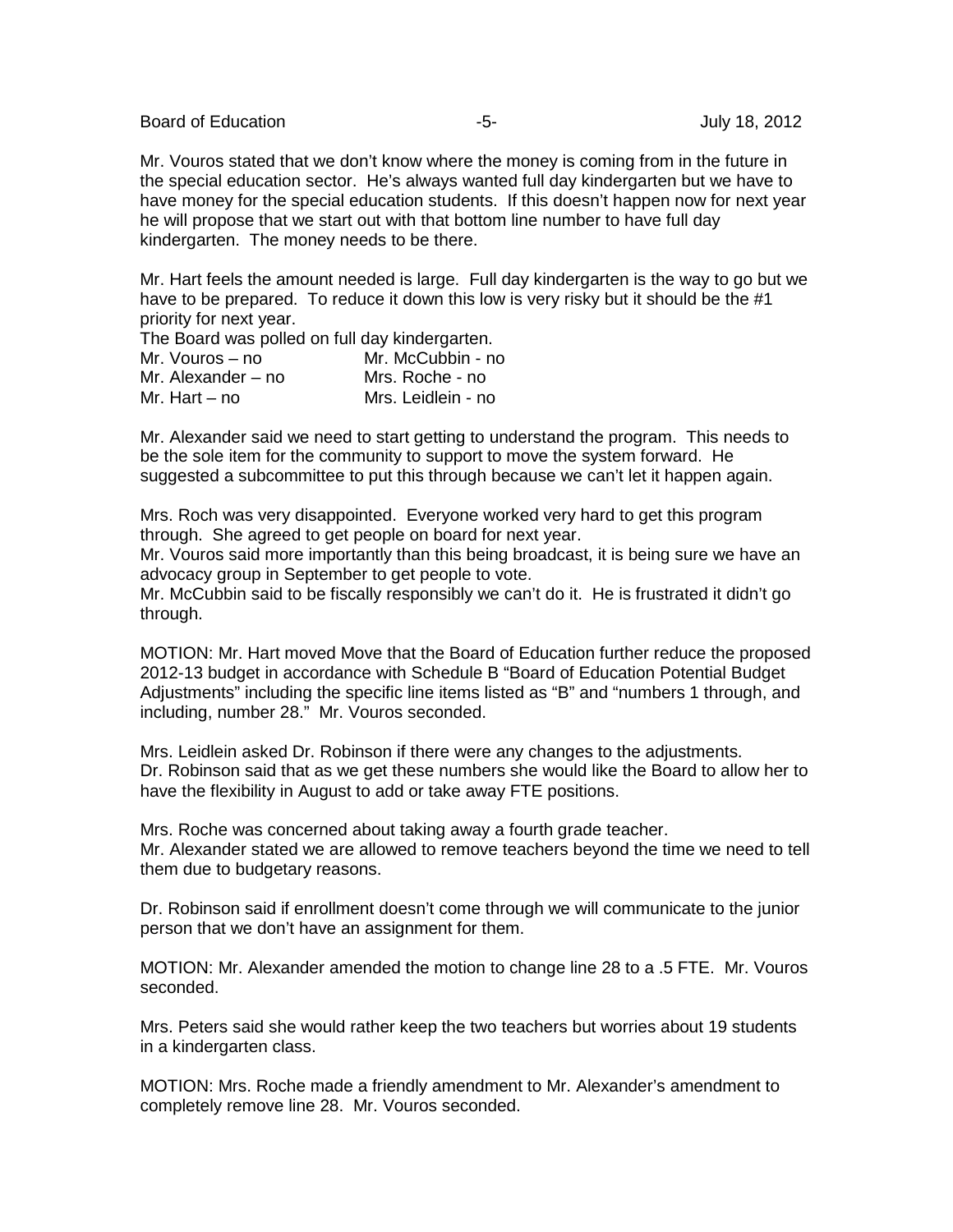Mr. Vouros stated that we don't know where the money is coming from in the future in the special education sector. He's always wanted full day kindergarten but we have to have money for the special education students. If this doesn't happen now for next year he will propose that we start out with that bottom line number to have full day kindergarten. The money needs to be there.

Mr. Hart feels the amount needed is large. Full day kindergarten is the way to go but we have to be prepared. To reduce it down this low is very risky but it should be the #1 priority for next year.

The Board was polled on full day kindergarten.

| | |
|---|---|
| Mr. Vouros – no | Mr. McCubbin - no |
| Mr. Alexander – no | Mrs. Roche - no |
| Mr. Hart – no | Mrs. Leidlein - no |

Mr. Alexander said we need to start getting to understand the program. This needs to be the sole item for the community to support to move the system forward. He suggested a subcommittee to put this through because we can't let it happen again.

Mrs. Roch was very disappointed. Everyone worked very hard to get this program through. She agreed to get people on board for next year.

Mr. Vouros said more importantly than this being broadcast, it is being sure we have an advocacy group in September to get people to vote.

Mr. McCubbin said to be fiscally responsibly we can't do it. He is frustrated it didn't go through.

MOTION: Mr. Hart moved Move that the Board of Education further reduce the proposed 2012-13 budget in accordance with Schedule B "Board of Education Potential Budget Adjustments" including the specific line items listed as "B" and "numbers 1 through, and including, number 28." Mr. Vouros seconded.

Mrs. Leidlein asked Dr. Robinson if there were any changes to the adjustments.

Dr. Robinson said that as we get these numbers she would like the Board to allow her to have the flexibility in August to add or take away FTE positions.

Mrs. Roche was concerned about taking away a fourth grade teacher.

Mr. Alexander stated we are allowed to remove teachers beyond the time we need to tell them due to budgetary reasons.

Dr. Robinson said if enrollment doesn't come through we will communicate to the junior person that we don't have an assignment for them.

MOTION: Mr. Alexander amended the motion to change line 28 to a .5 FTE. Mr. Vouros seconded.

Mrs. Peters said she would rather keep the two teachers but worries about 19 students in a kindergarten class.

MOTION: Mrs. Roche made a friendly amendment to Mr. Alexander's amendment to completely remove line 28. Mr. Vouros seconded.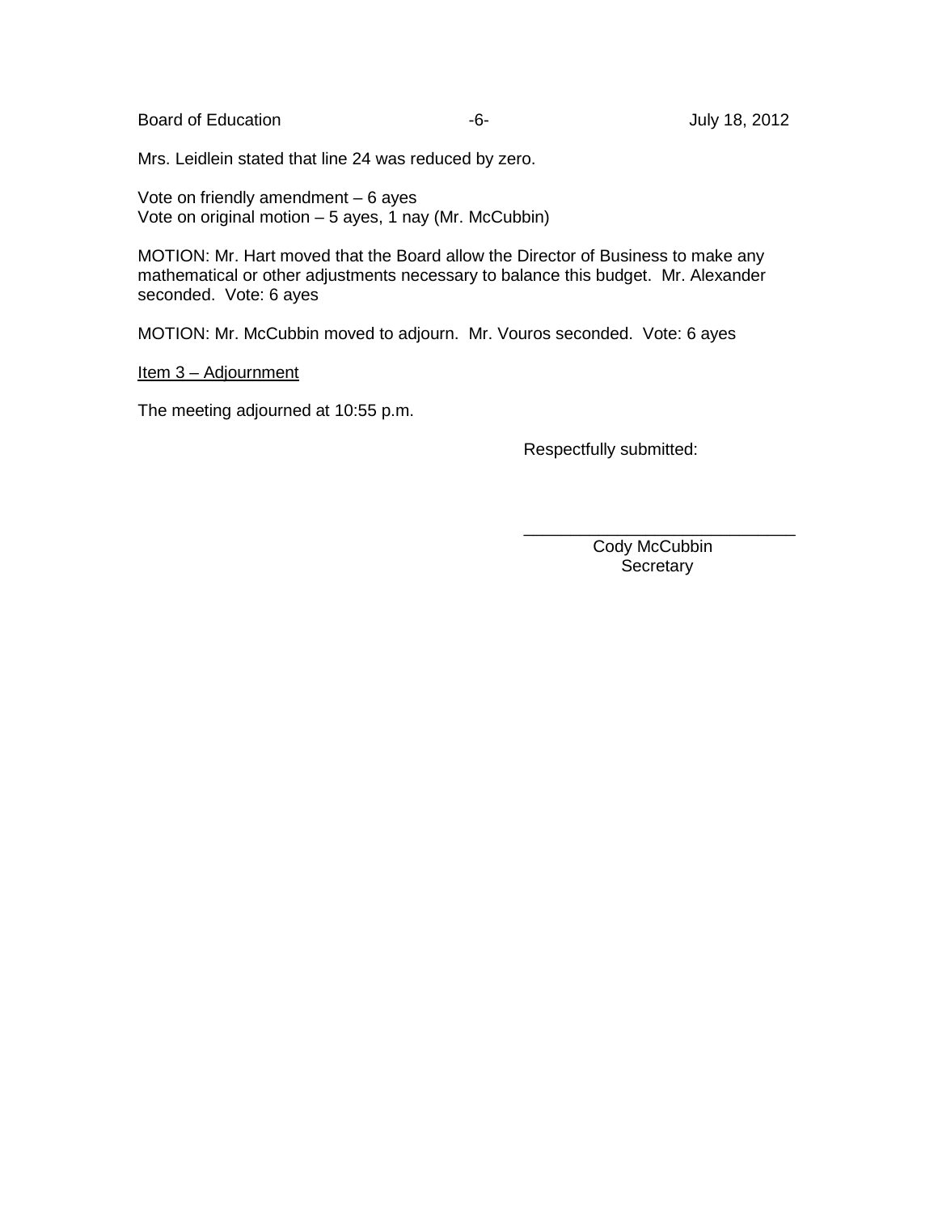Mrs. Leidlein stated that line 24 was reduced by zero.

Vote on friendly amendment – 6 ayes
Vote on original motion – 5 ayes, 1 nay (Mr. McCubbin)

MOTION: Mr. Hart moved that the Board allow the Director of Business to make any mathematical or other adjustments necessary to balance this budget. Mr. Alexander seconded. Vote: 6 ayes

MOTION: Mr. McCubbin moved to adjourn. Mr. Vouros seconded. Vote: 6 ayes

<u>Item 3 – Adjournment</u>

The meeting adjourned at 10:55 p.m.

Respectfully submitted:

\_\_\_\_\_\_\_\_\_\_\_\_\_\_\_\_\_\_\_\_\_\_\_\_\_\_\_\_\_\_
Cody McCubbin
Secretary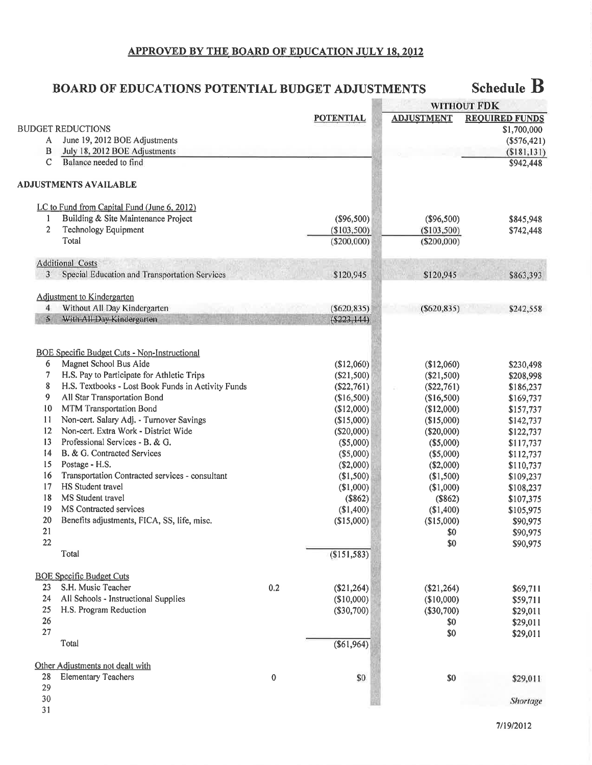**APPROVED BY THE BOARD OF EDUCATION JULY 18, 2012**

## BOARD OF EDUCATIONS POTENTIAL BUDGET ADJUSTMENTS

# Schedule B

| | | | | POTENTIAL | WITHOUT FDK ADJUSTMENT | WITHOUT FDK REQUIRED FUNDS |
|---|---|---|---|---|---|---|
| BUDGET REDUCTIONS | | | | | | $1,700,000 |
| | A | June 19, 2012 BOE Adjustments | | | | ($576,421) |
| | B | July 18, 2012 BOE Adjustments | | | | ($181,131) |
| | C | Balance needed to find | | | | $942,448 |
| **ADJUSTMENTS AVAILABLE** | | | | | | |
| LC to Fund from Capital Fund (June 6, 2012) | | | | | | |
| | 1 | Building & Site Maintenance Project | | ($96,500) | ($96,500) | $845,948 |
| | 2 | Technology Equipment | | ($103,500) | ($103,500) | $742,448 |
| | | Total | | ($200,000) | ($200,000) | |
| Additional Costs | | | | | | |
| | 3 | Special Education and Transportation Services | | $120,945 | $120,945 | $863,393 |
| Adjustment to Kindergarten | | | | | | |
| | 4 | Without All Day Kindergarten | | ($620,835) | ($620,835) | $242,558 |
| | 5 | ~~With All Day Kindergarten~~ | | ~~($223,144)~~ | | |
| BOE Specific Budget Cuts - Non-Instructional | | | | | | |
| | 6 | Magnet School Bus Aide | | ($12,060) | ($12,060) | $230,498 |
| | 7 | H.S. Pay to Participate for Athletic Trips | | ($21,500) | ($21,500) | $208,998 |
| | 8 | H.S. Textbooks - Lost Book Funds in Activity Funds | | ($22,761) | ($22,761) | $186,237 |
| | 9 | All Star Transportation Bond | | ($16,500) | ($16,500) | $169,737 |
| | 10 | MTM Transportation Bond | | ($12,000) | ($12,000) | $157,737 |
| | 11 | Non-cert. Salary Adj. - Turnover Savings | | ($15,000) | ($15,000) | $142,737 |
| | 12 | Non-cert. Extra Work - District Wide | | ($20,000) | ($20,000) | $122,737 |
| | 13 | Professional Services - B. & G. | | ($5,000) | ($5,000) | $117,737 |
| | 14 | B. & G. Contracted Services | | ($5,000) | ($5,000) | $112,737 |
| | 15 | Postage - H.S. | | ($2,000) | ($2,000) | $110,737 |
| | 16 | Transportation Contracted services - consultant | | ($1,500) | ($1,500) | $109,237 |
| | 17 | HS Student travel | | ($1,000) | ($1,000) | $108,237 |
| | 18 | MS Student travel | | ($862) | ($862) | $107,375 |
| | 19 | MS Contracted services | | ($1,400) | ($1,400) | $105,975 |
| | 20 | Benefits adjustments, FICA, SS, life, misc. | | ($15,000) | ($15,000) | $90,975 |
| | 21 | | | | $0 | $90,975 |
| | 22 | | | | $0 | $90,975 |
| | | Total | | ($151,583) | | |
| BOE Specific Budget Cuts | | | | | | |
| | 23 | S.H. Music Teacher | 0.2 | ($21,264) | ($21,264) | $69,711 |
| | 24 | All Schools - Instructional Supplies | | ($10,000) | ($10,000) | $59,711 |
| | 25 | H.S. Program Reduction | | ($30,700) | ($30,700) | $29,011 |
| | 26 | | | | $0 | $29,011 |
| | 27 | | | | $0 | $29,011 |
| | | Total | | ($61,964) | | |
| Other Adjustments not dealt with | | | | | | |
| | 28 | Elementary Teachers | 0 | $0 | $0 | $29,011 |
| | 29 | | | | | |
| | 30 | | | | | *Shortage* |
| | 31 | | | | | |

7/19/2012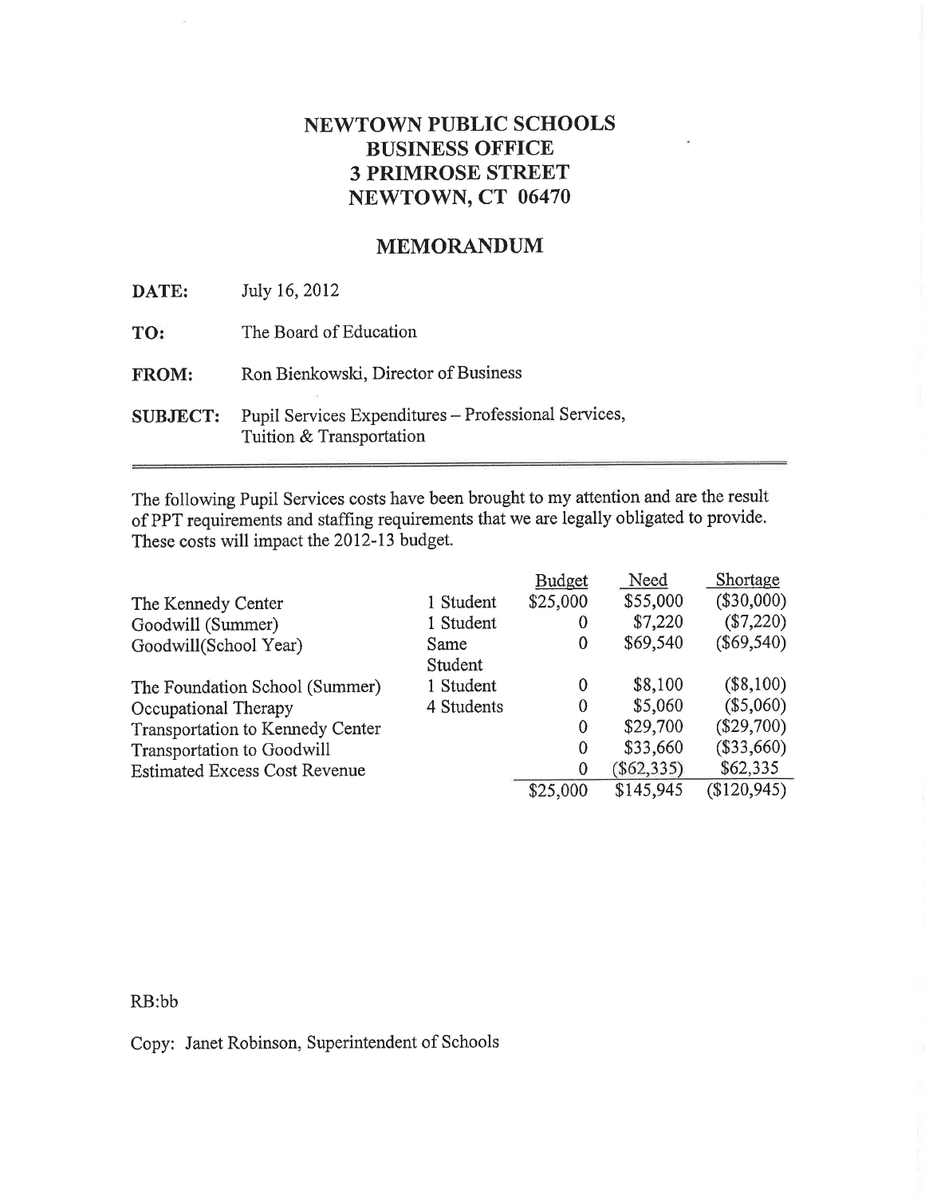# NEWTOWN PUBLIC SCHOOLS
# BUSINESS OFFICE
# 3 PRIMROSE STREET
# NEWTOWN, CT 06470

## MEMORANDUM

**DATE:** July 16, 2012

**TO:** The Board of Education

**FROM:** Ron Bienkowski, Director of Business

**SUBJECT:** Pupil Services Expenditures – Professional Services, Tuition & Transportation

---

The following Pupil Services costs have been brought to my attention and are the result of PPT requirements and staffing requirements that we are legally obligated to provide. These costs will impact the 2012-13 budget.

| | | Budget | Need | Shortage |
|---|---|---|---|---|
| The Kennedy Center | 1 Student | $25,000 | $55,000 | ($30,000) |
| Goodwill (Summer) | 1 Student | 0 | $7,220 | ($7,220) |
| Goodwill(School Year) | Same Student | 0 | $69,540 | ($69,540) |
| The Foundation School (Summer) | 1 Student | 0 | $8,100 | ($8,100) |
| Occupational Therapy | 4 Students | 0 | $5,060 | ($5,060) |
| Transportation to Kennedy Center | | 0 | $29,700 | ($29,700) |
| Transportation to Goodwill | | 0 | $33,660 | ($33,660) |
| Estimated Excess Cost Revenue | | 0 | ($62,335) | $62,335 |
| | | $25,000 | $145,945 | ($120,945) |

RB:bb

Copy: Janet Robinson, Superintendent of Schools